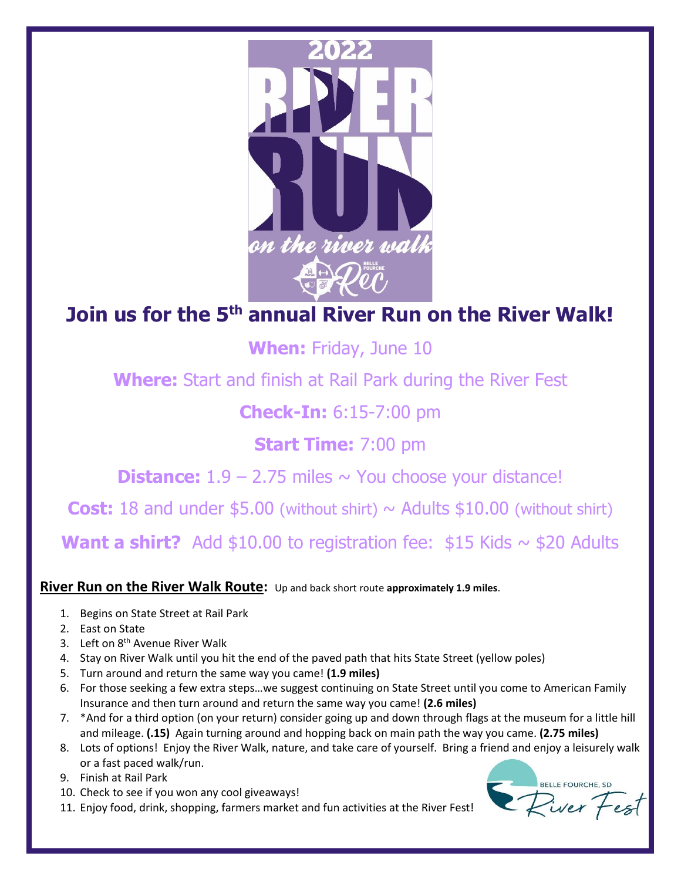# Join us for the 5th annual River Run on the River Walk!

**When:** Friday, June 10

**Where:** Start and finish at Rail Park during the River Fest

**Check-In:** 6:15-7:00 pm

**Start Time:** 7:00 pm

**Distance:** 1.9 – 2.75 miles ~ You choose your distance!

**Cost:** 18 and under $5.00 (without shirt) ~ Adults $10.00 (without shirt)

**Want a shirt?** Add $10.00 to registration fee: $15 Kids ~ $20 Adults

**River Run on the River Walk Route:** Up and back short route **approximately 1.9 miles**.

1. Begins on State Street at Rail Park
2. East on State
3. Left on 8th Avenue River Walk
4. Stay on River Walk until you hit the end of the paved path that hits State Street (yellow poles)
5. Turn around and return the same way you came! **(1.9 miles)**
6. For those seeking a few extra steps…we suggest continuing on State Street until you come to American Family Insurance and then turn around and return the same way you came! **(2.6 miles)**
7. *And for a third option (on your return) consider going up and down through flags at the museum for a little hill and mileage. **(.15)** Again turning around and hopping back on main path the way you came. **(2.75 miles)**
8. Lots of options! Enjoy the River Walk, nature, and take care of yourself. Bring a friend and enjoy a leisurely walk or a fast paced walk/run.
9. Finish at Rail Park
10. Check to see if you won any cool giveaways!
11. Enjoy food, drink, shopping, farmers market and fun activities at the River Fest!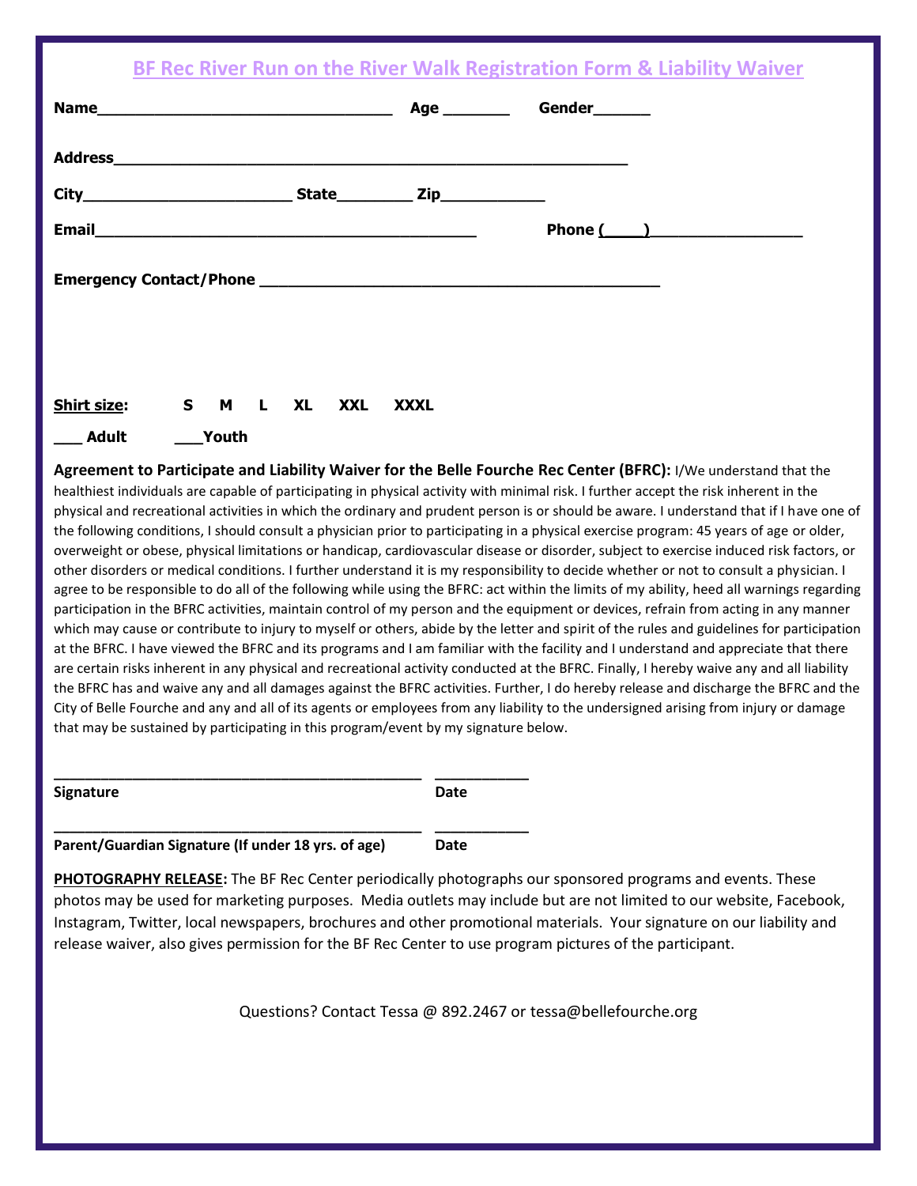## BF Rec River Run on the River Walk Registration Form & Liability Waiver

**Name**_________________________________ **Age** _______ **Gender**______

**Address**_____________________________________________________________

**City**________________________ **State**________ **Zip**___________

**Email**____________________________________________ **Phone** (____)________________

**Emergency Contact/Phone** ____________________________________________

**Shirt size**: **S M L XL XXL XXXL**

**___ Adult ___Youth**

**Agreement to Participate and Liability Waiver for the Belle Fourche Rec Center (BFRC):** I/We understand that the healthiest individuals are capable of participating in physical activity with minimal risk. I further accept the risk inherent in the physical and recreational activities in which the ordinary and prudent person is or should be aware. I understand that if I have one of the following conditions, I should consult a physician prior to participating in a physical exercise program: 45 years of age or older, overweight or obese, physical limitations or handicap, cardiovascular disease or disorder, subject to exercise induced risk factors, or other disorders or medical conditions. I further understand it is my responsibility to decide whether or not to consult a physician. I agree to be responsible to do all of the following while using the BFRC: act within the limits of my ability, heed all warnings regarding participation in the BFRC activities, maintain control of my person and the equipment or devices, refrain from acting in any manner which may cause or contribute to injury to myself or others, abide by the letter and spirit of the rules and guidelines for participation at the BFRC. I have viewed the BFRC and its programs and I am familiar with the facility and I understand and appreciate that there are certain risks inherent in any physical and recreational activity conducted at the BFRC. Finally, I hereby waive any and all liability the BFRC has and waive any and all damages against the BFRC activities. Further, I do hereby release and discharge the BFRC and the City of Belle Fourche and any and all of its agents or employees from any liability to the undersigned arising from injury or damage that may be sustained by participating in this program/event by my signature below.

_____________________________________________ ___________
**Signature** **Date**

_____________________________________________ ___________
**Parent/Guardian Signature (If under 18 yrs. of age)** **Date**

**PHOTOGRAPHY RELEASE:** The BF Rec Center periodically photographs our sponsored programs and events. These photos may be used for marketing purposes. Media outlets may include but are not limited to our website, Facebook, Instagram, Twitter, local newspapers, brochures and other promotional materials. Your signature on our liability and release waiver, also gives permission for the BF Rec Center to use program pictures of the participant.

Questions? Contact Tessa @ 892.2467 or tessa@bellefourche.org